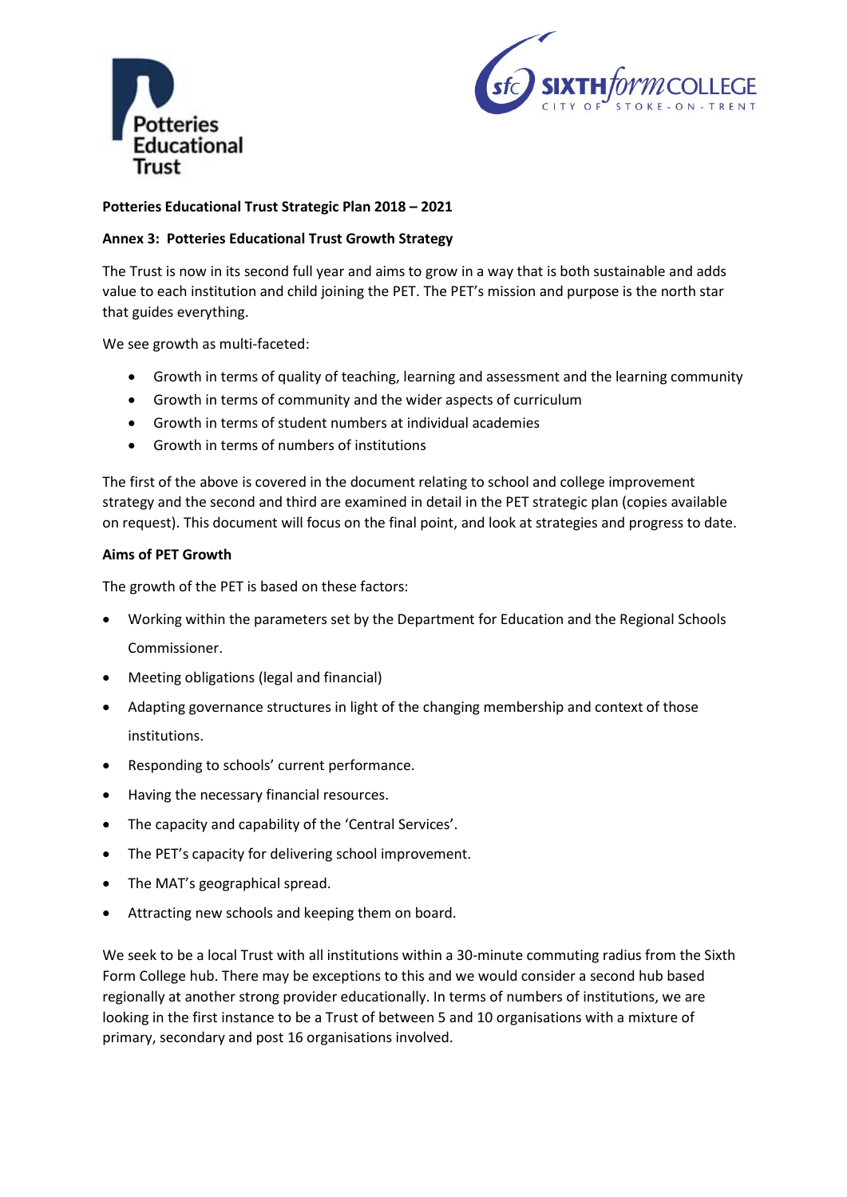**Potteries Educational Trust Strategic Plan 2018 – 2021**

**Annex 3: Potteries Educational Trust Growth Strategy**

The Trust is now in its second full year and aims to grow in a way that is both sustainable and adds value to each institution and child joining the PET. The PET's mission and purpose is the north star that guides everything.

We see growth as multi-faceted:

- Growth in terms of quality of teaching, learning and assessment and the learning community
- Growth in terms of community and the wider aspects of curriculum
- Growth in terms of student numbers at individual academies
- Growth in terms of numbers of institutions

The first of the above is covered in the document relating to school and college improvement strategy and the second and third are examined in detail in the PET strategic plan (copies available on request). This document will focus on the final point, and look at strategies and progress to date.

**Aims of PET Growth**

The growth of the PET is based on these factors:

- Working within the parameters set by the Department for Education and the Regional Schools Commissioner.
- Meeting obligations (legal and financial)
- Adapting governance structures in light of the changing membership and context of those institutions.
- Responding to schools' current performance.
- Having the necessary financial resources.
- The capacity and capability of the 'Central Services'.
- The PET's capacity for delivering school improvement.
- The MAT's geographical spread.
- Attracting new schools and keeping them on board.

We seek to be a local Trust with all institutions within a 30-minute commuting radius from the Sixth Form College hub. There may be exceptions to this and we would consider a second hub based regionally at another strong provider educationally. In terms of numbers of institutions, we are looking in the first instance to be a Trust of between 5 and 10 organisations with a mixture of primary, secondary and post 16 organisations involved.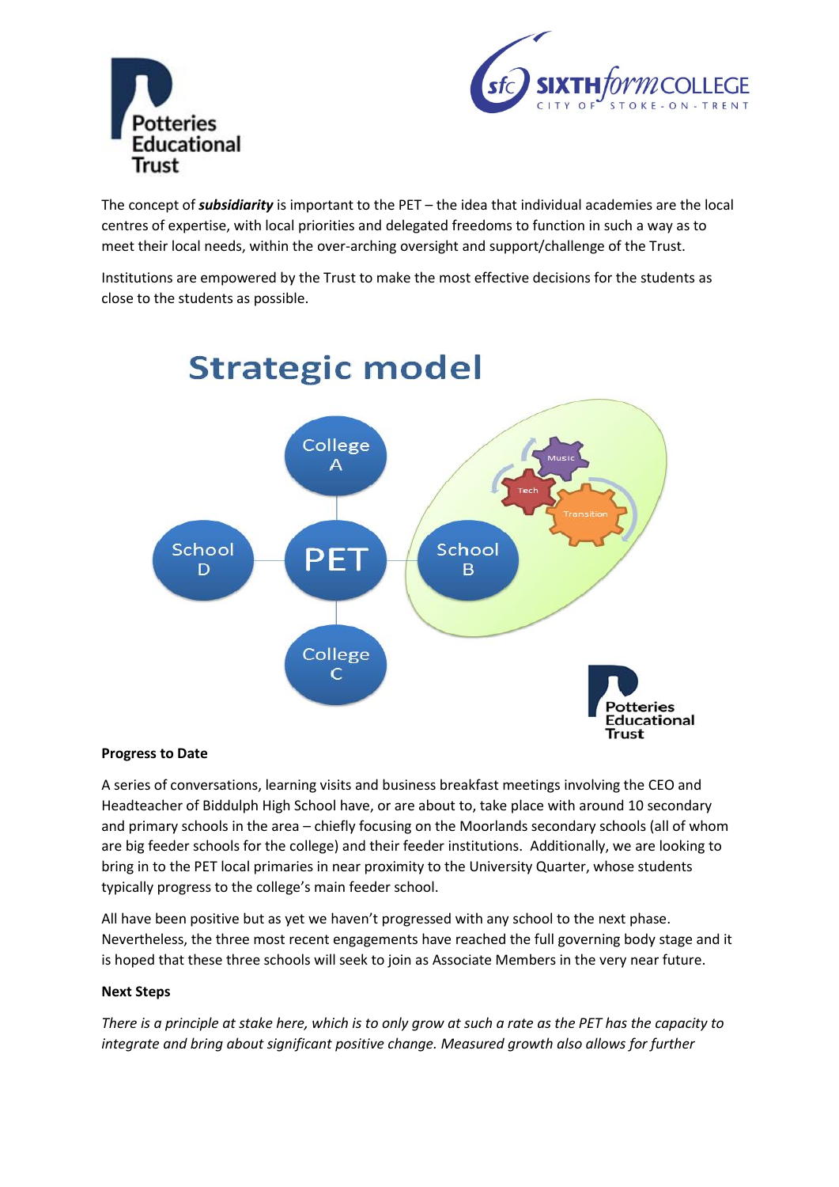The concept of ***subsidiarity*** is important to the PET – the idea that individual academies are the local centres of expertise, with local priorities and delegated freedoms to function in such a way as to meet their local needs, within the over-arching oversight and support/challenge of the Trust.

Institutions are empowered by the Trust to make the most effective decisions for the students as close to the students as possible.

## Strategic model

College A

School D

PET

School B

College C

Music

Tech

Transition

**Progress to Date**

A series of conversations, learning visits and business breakfast meetings involving the CEO and Headteacher of Biddulph High School have, or are about to, take place with around 10 secondary and primary schools in the area – chiefly focusing on the Moorlands secondary schools (all of whom are big feeder schools for the college) and their feeder institutions. Additionally, we are looking to bring in to the PET local primaries in near proximity to the University Quarter, whose students typically progress to the college's main feeder school.

All have been positive but as yet we haven't progressed with any school to the next phase. Nevertheless, the three most recent engagements have reached the full governing body stage and it is hoped that these three schools will seek to join as Associate Members in the very near future.

**Next Steps**

*There is a principle at stake here, which is to only grow at such a rate as the PET has the capacity to integrate and bring about significant positive change. Measured growth also allows for further*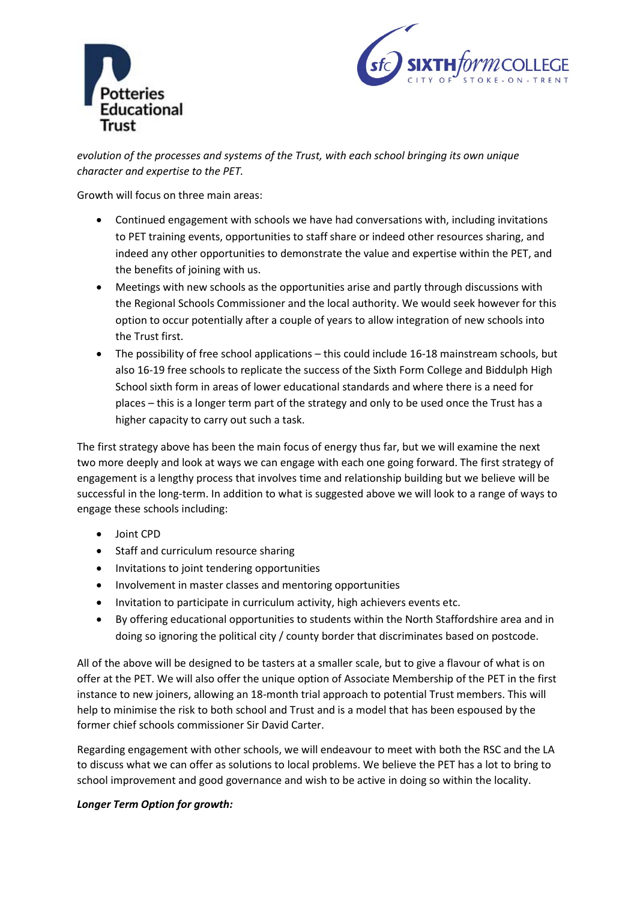*evolution of the processes and systems of the Trust, with each school bringing its own unique character and expertise to the PET.*

Growth will focus on three main areas:

- Continued engagement with schools we have had conversations with, including invitations to PET training events, opportunities to staff share or indeed other resources sharing, and indeed any other opportunities to demonstrate the value and expertise within the PET, and the benefits of joining with us.
- Meetings with new schools as the opportunities arise and partly through discussions with the Regional Schools Commissioner and the local authority. We would seek however for this option to occur potentially after a couple of years to allow integration of new schools into the Trust first.
- The possibility of free school applications – this could include 16-18 mainstream schools, but also 16-19 free schools to replicate the success of the Sixth Form College and Biddulph High School sixth form in areas of lower educational standards and where there is a need for places – this is a longer term part of the strategy and only to be used once the Trust has a higher capacity to carry out such a task.

The first strategy above has been the main focus of energy thus far, but we will examine the next two more deeply and look at ways we can engage with each one going forward. The first strategy of engagement is a lengthy process that involves time and relationship building but we believe will be successful in the long-term. In addition to what is suggested above we will look to a range of ways to engage these schools including:

- Joint CPD
- Staff and curriculum resource sharing
- Invitations to joint tendering opportunities
- Involvement in master classes and mentoring opportunities
- Invitation to participate in curriculum activity, high achievers events etc.
- By offering educational opportunities to students within the North Staffordshire area and in doing so ignoring the political city / county border that discriminates based on postcode.

All of the above will be designed to be tasters at a smaller scale, but to give a flavour of what is on offer at the PET. We will also offer the unique option of Associate Membership of the PET in the first instance to new joiners, allowing an 18-month trial approach to potential Trust members. This will help to minimise the risk to both school and Trust and is a model that has been espoused by the former chief schools commissioner Sir David Carter.

Regarding engagement with other schools, we will endeavour to meet with both the RSC and the LA to discuss what we can offer as solutions to local problems. We believe the PET has a lot to bring to school improvement and good governance and wish to be active in doing so within the locality.

***Longer Term Option for growth:***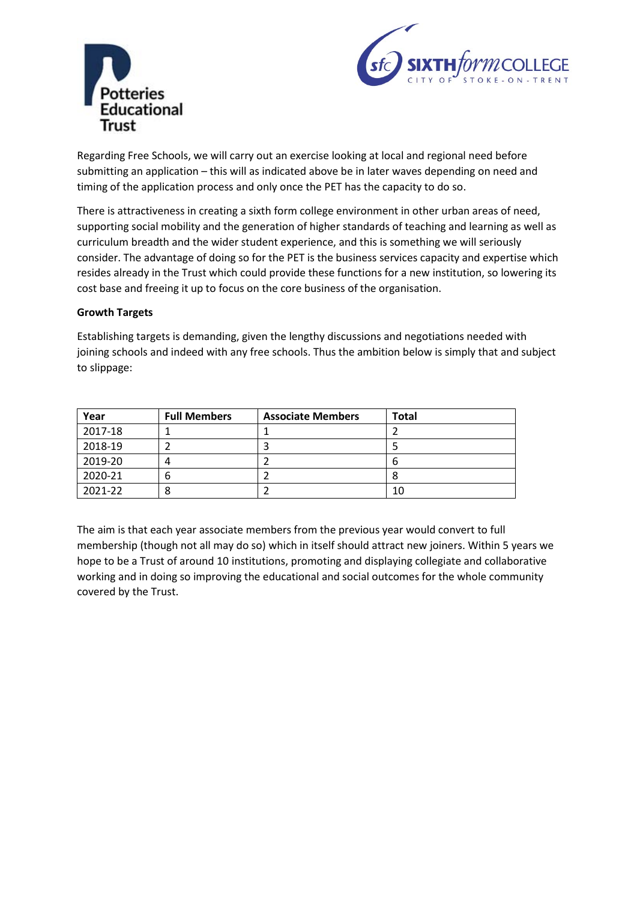Regarding Free Schools, we will carry out an exercise looking at local and regional need before submitting an application – this will as indicated above be in later waves depending on need and timing of the application process and only once the PET has the capacity to do so.

There is attractiveness in creating a sixth form college environment in other urban areas of need, supporting social mobility and the generation of higher standards of teaching and learning as well as curriculum breadth and the wider student experience, and this is something we will seriously consider. The advantage of doing so for the PET is the business services capacity and expertise which resides already in the Trust which could provide these functions for a new institution, so lowering its cost base and freeing it up to focus on the core business of the organisation.

**Growth Targets**

Establishing targets is demanding, given the lengthy discussions and negotiations needed with joining schools and indeed with any free schools. Thus the ambition below is simply that and subject to slippage:

| Year | Full Members | Associate Members | Total |
|---|---|---|---|
| 2017-18 | 1 | 1 | 2 |
| 2018-19 | 2 | 3 | 5 |
| 2019-20 | 4 | 2 | 6 |
| 2020-21 | 6 | 2 | 8 |
| 2021-22 | 8 | 2 | 10 |

The aim is that each year associate members from the previous year would convert to full membership (though not all may do so) which in itself should attract new joiners. Within 5 years we hope to be a Trust of around 10 institutions, promoting and displaying collegiate and collaborative working and in doing so improving the educational and social outcomes for the whole community covered by the Trust.